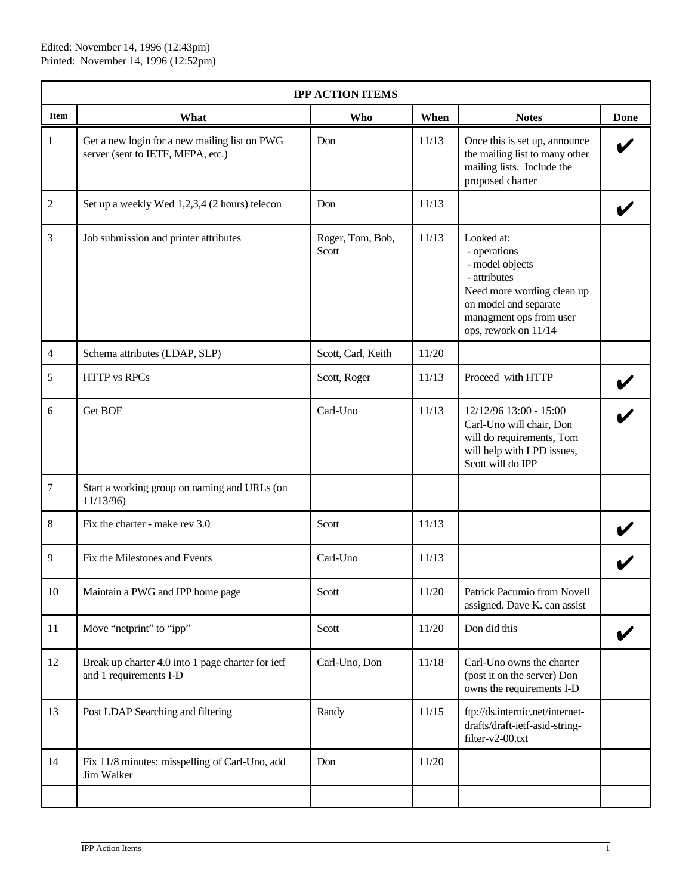Edited: November 14, 1996 (12:43pm)
Printed: November 14, 1996 (12:52pm)

| IPP ACTION ITEMS | | | | | |
|---|---|---|---|---|---|
| **Item** | **What** | **Who** | **When** | **Notes** | **Done** |
| 1 | Get a new login for a new mailing list on PWG server (sent to IETF, MFPA, etc.) | Don | 11/13 | Once this is set up, announce the mailing list to many other mailing lists. Include the proposed charter | ✔ |
| 2 | Set up a weekly Wed 1,2,3,4 (2 hours) telecon | Don | 11/13 | | ✔ |
| 3 | Job submission and printer attributes | Roger, Tom, Bob, Scott | 11/13 | Looked at:<br>- operations<br>- model objects<br>- attributes<br>Need more wording clean up on model and separate managment ops from user ops, rework on 11/14 | |
| 4 | Schema attributes (LDAP, SLP) | Scott, Carl, Keith | 11/20 | | |
| 5 | HTTP vs RPCs | Scott, Roger | 11/13 | Proceed with HTTP | ✔ |
| 6 | Get BOF | Carl-Uno | 11/13 | 12/12/96 13:00 - 15:00 Carl-Uno will chair, Don will do requirements, Tom will help with LPD issues, Scott will do IPP | ✔ |
| 7 | Start a working group on naming and URLs (on 11/13/96) | | | | |
| 8 | Fix the charter - make rev 3.0 | Scott | 11/13 | | ✔ |
| 9 | Fix the Milestones and Events | Carl-Uno | 11/13 | | ✔ |
| 10 | Maintain a PWG and IPP home page | Scott | 11/20 | Patrick Pacumio from Novell assigned. Dave K. can assist | |
| 11 | Move "netprint" to "ipp" | Scott | 11/20 | Don did this | ✔ |
| 12 | Break up charter 4.0 into 1 page charter for ietf and 1 requirements I-D | Carl-Uno, Don | 11/18 | Carl-Uno owns the charter (post it on the server) Don owns the requirements I-D | |
| 13 | Post LDAP Searching and filtering | Randy | 11/15 | ftp://ds.internic.net/internet-drafts/draft-ietf-asid-string-filter-v2-00.txt | |
| 14 | Fix 11/8 minutes: misspelling of Carl-Uno, add Jim Walker | Don | 11/20 | | |
| | | | | | |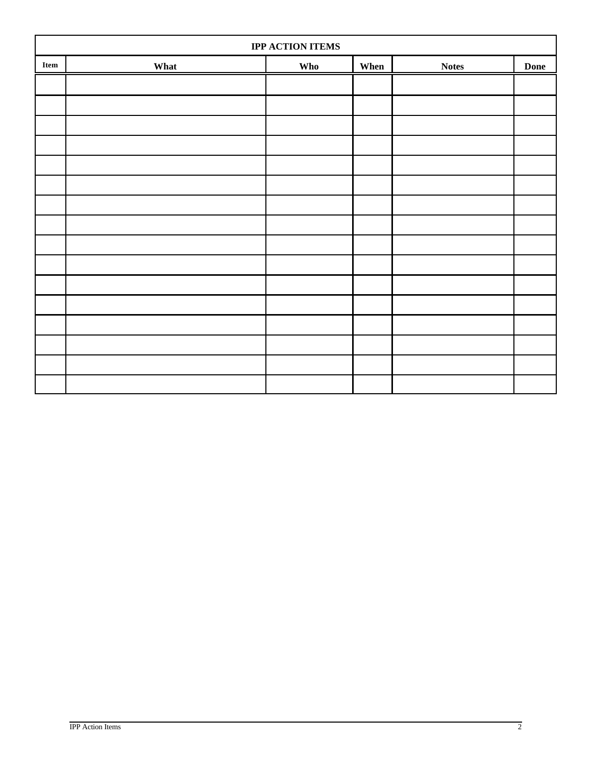| IPP ACTION ITEMS | | | | | |
|---|---|---|---|---|---|
| Item | What | Who | When | Notes | Done |
| | | | | | |
| | | | | | |
| | | | | | |
| | | | | | |
| | | | | | |
| | | | | | |
| | | | | | |
| | | | | | |
| | | | | | |
| | | | | | |
| | | | | | |
| | | | | | |
| | | | | | |
| | | | | | |
| | | | | | |
| | | | | | |